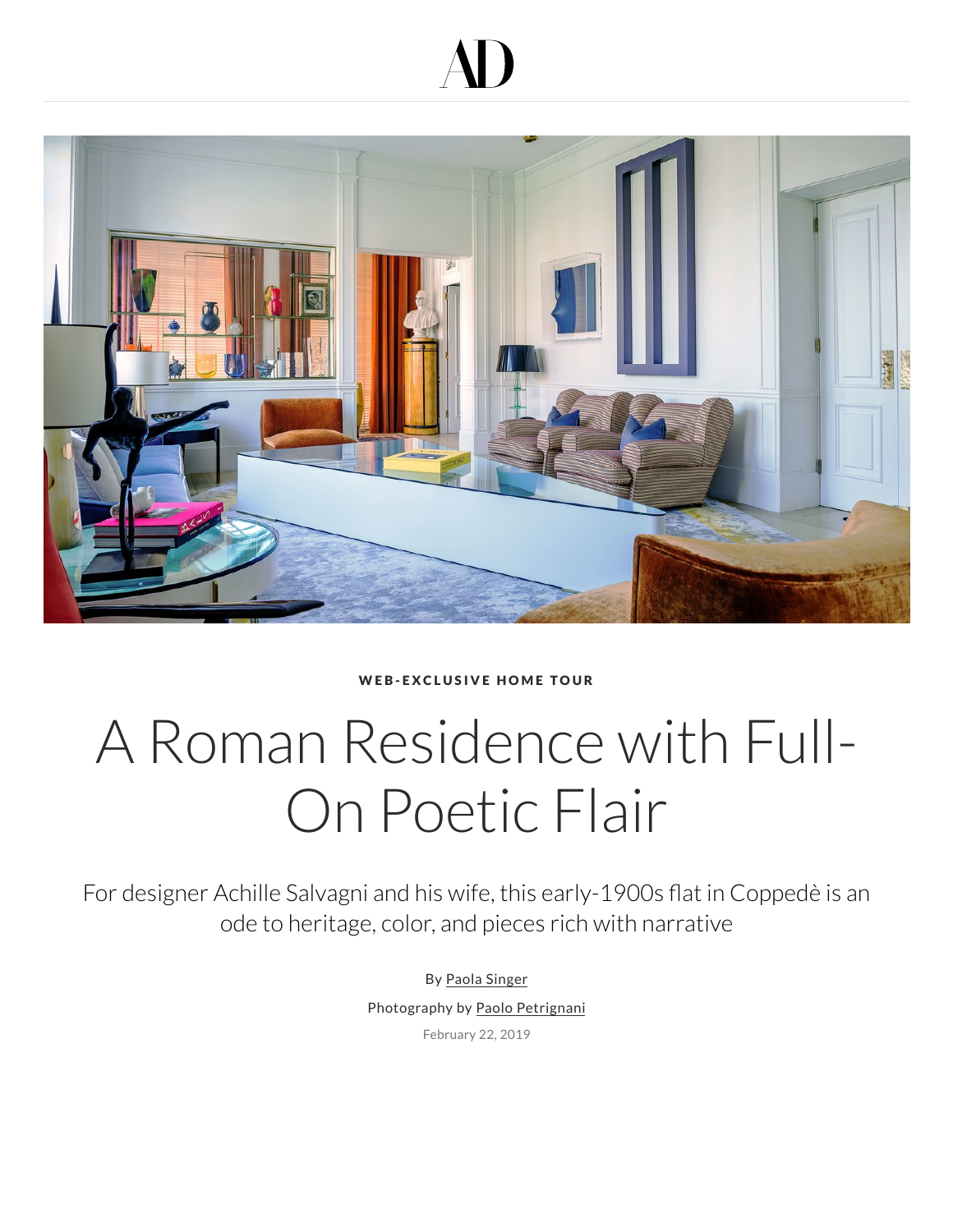AD

WEB-EXCLUSIVE HOME TOUR

# A Roman Residence with Full-On Poetic Flair

For designer Achille Salvagni and his wife, this early-1900s flat in Coppedè is an ode to heritage, color, and pieces rich with narrative

By Paola Singer

Photography by Paolo Petrignani

February 22, 2019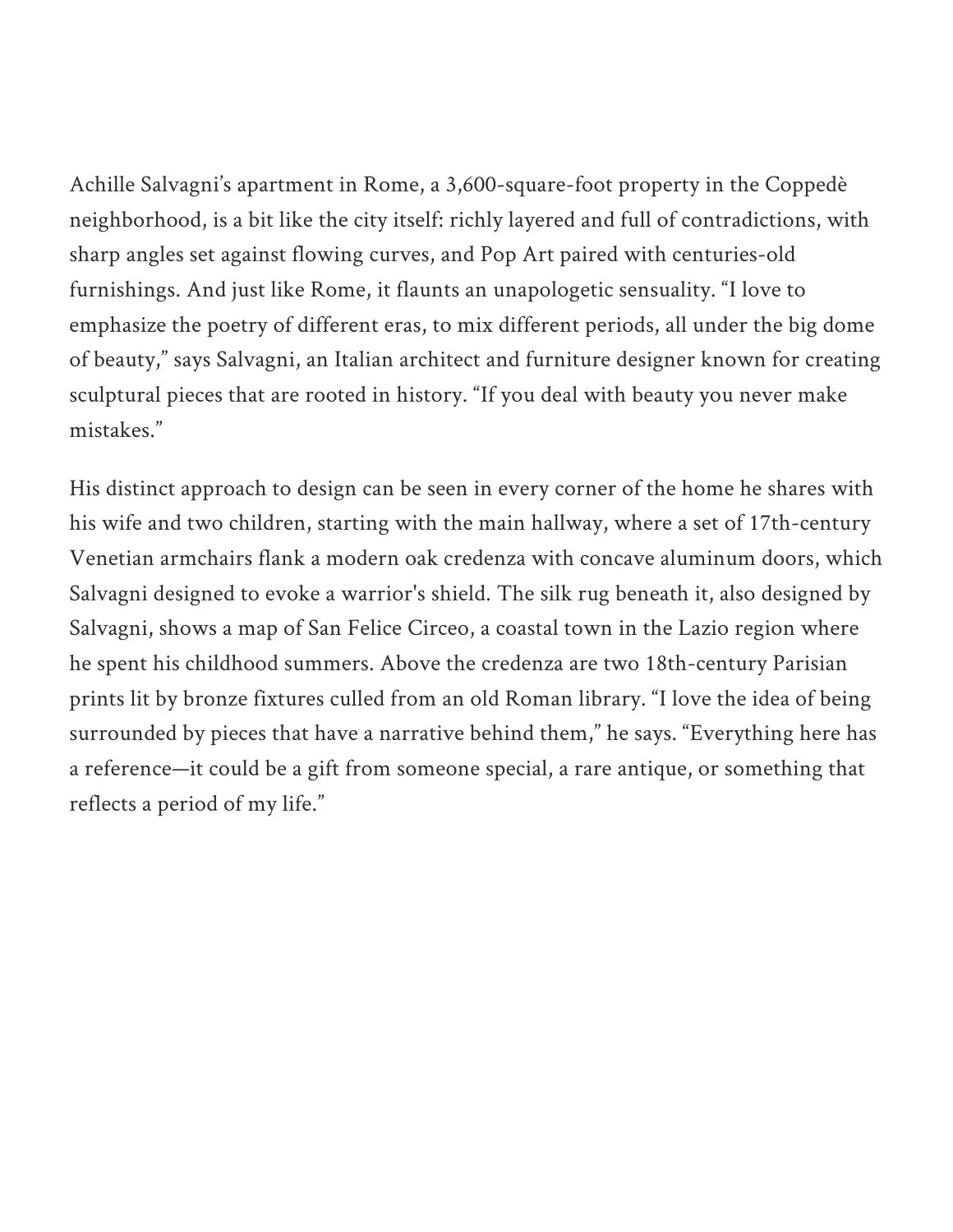Achille Salvagni's apartment in Rome, a 3,600-square-foot property in the Coppedè neighborhood, is a bit like the city itself: richly layered and full of contradictions, with sharp angles set against flowing curves, and Pop Art paired with centuries-old furnishings. And just like Rome, it flaunts an unapologetic sensuality. "I love to emphasize the poetry of different eras, to mix different periods, all under the big dome of beauty," says Salvagni, an Italian architect and furniture designer known for creating sculptural pieces that are rooted in history. "If you deal with beauty you never make mistakes."

His distinct approach to design can be seen in every corner of the home he shares with his wife and two children, starting with the main hallway, where a set of 17th-century Venetian armchairs flank a modern oak credenza with concave aluminum doors, which Salvagni designed to evoke a warrior's shield. The silk rug beneath it, also designed by Salvagni, shows a map of San Felice Circeo, a coastal town in the Lazio region where he spent his childhood summers. Above the credenza are two 18th-century Parisian prints lit by bronze fixtures culled from an old Roman library. "I love the idea of being surrounded by pieces that have a narrative behind them," he says. "Everything here has a reference—it could be a gift from someone special, a rare antique, or something that reflects a period of my life."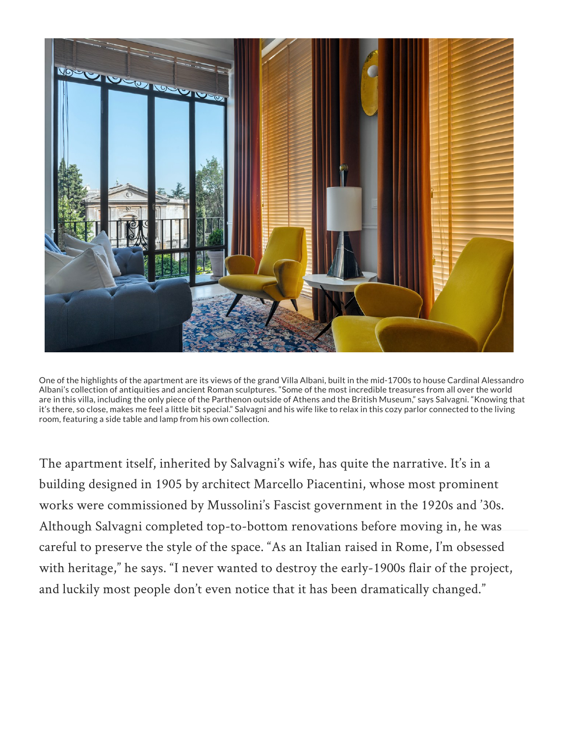One of the highlights of the apartment are its views of the grand Villa Albani, built in the mid-1700s to house Cardinal Alessandro Albani's collection of antiquities and ancient Roman sculptures. "Some of the most incredible treasures from all over the world are in this villa, including the only piece of the Parthenon outside of Athens and the British Museum," says Salvagni. "Knowing that it's there, so close, makes me feel a little bit special." Salvagni and his wife like to relax in this cozy parlor connected to the living room, featuring a side table and lamp from his own collection.

The apartment itself, inherited by Salvagni's wife, has quite the narrative. It's in a building designed in 1905 by architect Marcello Piacentini, whose most prominent works were commissioned by Mussolini's Fascist government in the 1920s and '30s. Although Salvagni completed top-to-bottom renovations before moving in, he was careful to preserve the style of the space. "As an Italian raised in Rome, I'm obsessed with heritage," he says. "I never wanted to destroy the early-1900s flair of the project, and luckily most people don't even notice that it has been dramatically changed."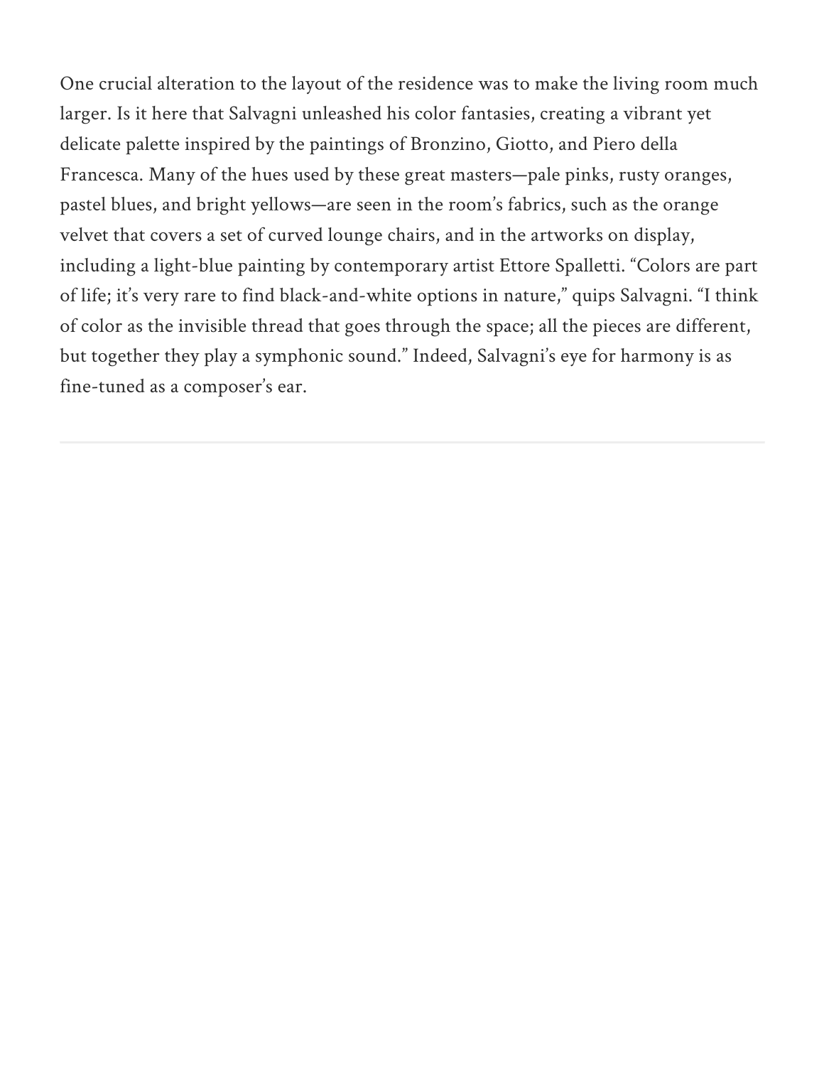One crucial alteration to the layout of the residence was to make the living room much larger. Is it here that Salvagni unleashed his color fantasies, creating a vibrant yet delicate palette inspired by the paintings of Bronzino, Giotto, and Piero della Francesca. Many of the hues used by these great masters—pale pinks, rusty oranges, pastel blues, and bright yellows—are seen in the room's fabrics, such as the orange velvet that covers a set of curved lounge chairs, and in the artworks on display, including a light-blue painting by contemporary artist Ettore Spalletti. "Colors are part of life; it's very rare to find black-and-white options in nature," quips Salvagni. "I think of color as the invisible thread that goes through the space; all the pieces are different, but together they play a symphonic sound." Indeed, Salvagni's eye for harmony is as fine-tuned as a composer's ear.

---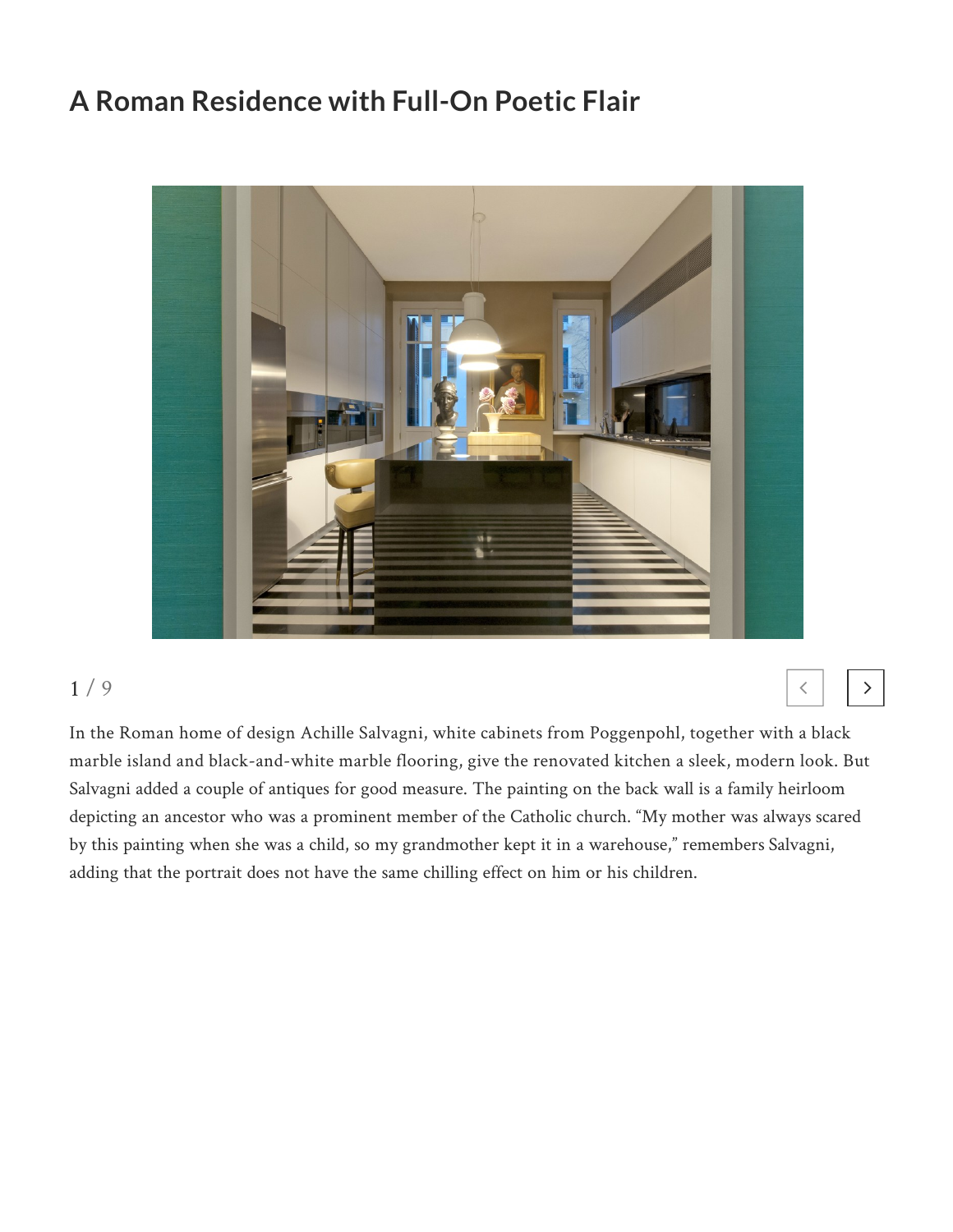# A Roman Residence with Full-On Poetic Flair

1 / 9

In the Roman home of design Achille Salvagni, white cabinets from Poggenpohl, together with a black marble island and black-and-white marble flooring, give the renovated kitchen a sleek, modern look. But Salvagni added a couple of antiques for good measure. The painting on the back wall is a family heirloom depicting an ancestor who was a prominent member of the Catholic church. "My mother was always scared by this painting when she was a child, so my grandmother kept it in a warehouse," remembers Salvagni, adding that the portrait does not have the same chilling effect on him or his children.